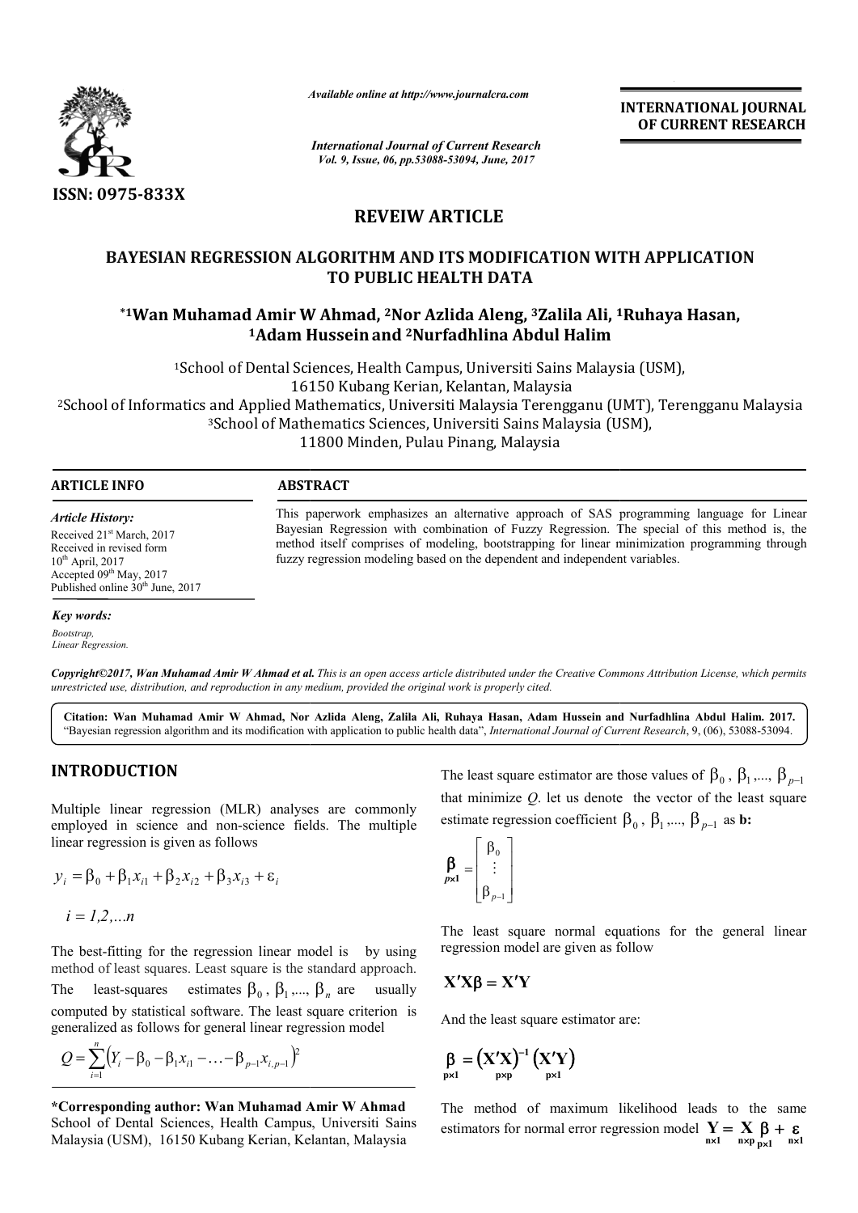INTERNATIONAL JOURNAL OF CURRENT RESEARCH

ISSN: 0975-833X

*Available online at http://www.journalcra.com*

*International Journal of Current Research*
*Vol. 9, Issue, 06, pp.53088-53094, June, 2017*

**REVEIW ARTICLE**

# BAYESIAN REGRESSION ALGORITHM AND ITS MODIFICATION WITH APPLICATION TO PUBLIC HEALTH DATA

**\*[1]Wan Muhamad Amir W Ahmad, [2]Nor Azlida Aleng, [3]Zalila Ali, [1]Ruhaya Hasan, [1]Adam Hussein and [2]Nurfadhlina Abdul Halim**

[1]School of Dental Sciences, Health Campus, Universiti Sains Malaysia (USM), 16150 Kubang Kerian, Kelantan, Malaysia

[2]School of Informatics and Applied Mathematics, Universiti Malaysia Terengganu (UMT), Terengganu Malaysia

[3]School of Mathematics Sciences, Universiti Sains Malaysia (USM), 11800 Minden, Pulau Pinang, Malaysia

**ARTICLE INFO**

*Article History:*

Received 21st March, 2017
Received in revised form 10th April, 2017
Accepted 09th May, 2017
Published online 30th June, 2017

*Key words:*

*Bootstrap,*
*Linear Regression.*

**ABSTRACT**

This paperwork emphasizes an alternative approach of SAS programming language for Linear Bayesian Regression with combination of Fuzzy Regression. The special of this method is, the method itself comprises of modeling, bootstrapping for linear minimization programming through fuzzy regression modeling based on the dependent and independent variables.

***Copyright©2017, Wan Muhamad Amir W Ahmad et al.*** *This is an open access article distributed under the Creative Commons Attribution License, which permits unrestricted use, distribution, and reproduction in any medium, provided the original work is properly cited.*

**Citation: Wan Muhamad Amir W Ahmad, Nor Azlida Aleng, Zalila Ali, Ruhaya Hasan, Adam Hussein and Nurfadhlina Abdul Halim. 2017.** "Bayesian regression algorithm and its modification with application to public health data", *International Journal of Current Research*, 9, (06), 53088-53094.

## INTRODUCTION

Multiple linear regression (MLR) analyses are commonly employed in science and non-science fields. The multiple linear regression is given as follows

$$y_i = \beta_0 + \beta_1 x_{i1} + \beta_2 x_{i2} + \beta_3 x_{i3} + \varepsilon_i$$

$$i = 1,2,\ldots n$$

The best-fitting for the regression linear model is by using method of least squares. Least square is the standard approach. The least-squares estimates $\beta_0$, $\beta_1$,..., $\beta_n$ are usually computed by statistical software. The least square criterion is generalized as follows for general linear regression model

$$Q = \sum_{i=1}^{n} \left( Y_i - \beta_0 - \beta_1 x_{i1} - \ldots - \beta_{p-1} x_{i,p-1} \right)^2$$

**\*Corresponding author: Wan Muhamad Amir W Ahmad**
School of Dental Sciences, Health Campus, Universiti Sains Malaysia (USM), 16150 Kubang Kerian, Kelantan, Malaysia

The least square estimator are those values of $\beta_0$, $\beta_1$,..., $\beta_{p-1}$ that minimize $Q$. let us denote the vector of the least square estimate regression coefficient $\beta_0$, $\beta_1$,..., $\beta_{p-1}$ as **b:**

$$\underset{p\times 1}{\beta} = \begin{bmatrix} \beta_0 \\ \vdots \\ \beta_{p-1} \end{bmatrix}$$

The least square normal equations for the general linear regression model are given as follow

$$\mathbf{X'X}\beta = \mathbf{X'Y}$$

And the least square estimator are:

$$\underset{p\times 1}{\beta} = \underset{p\times p}{(\mathbf{X'X})^{-1}} \underset{p\times 1}{(\mathbf{X'Y})}$$

The method of maximum likelihood leads to the same estimators for normal error regression model $\underset{n\times 1}{\mathbf{Y}} = \underset{n\times p}{\mathbf{X}} \underset{p\times 1}{\beta} + \underset{n\times 1}{\varepsilon}$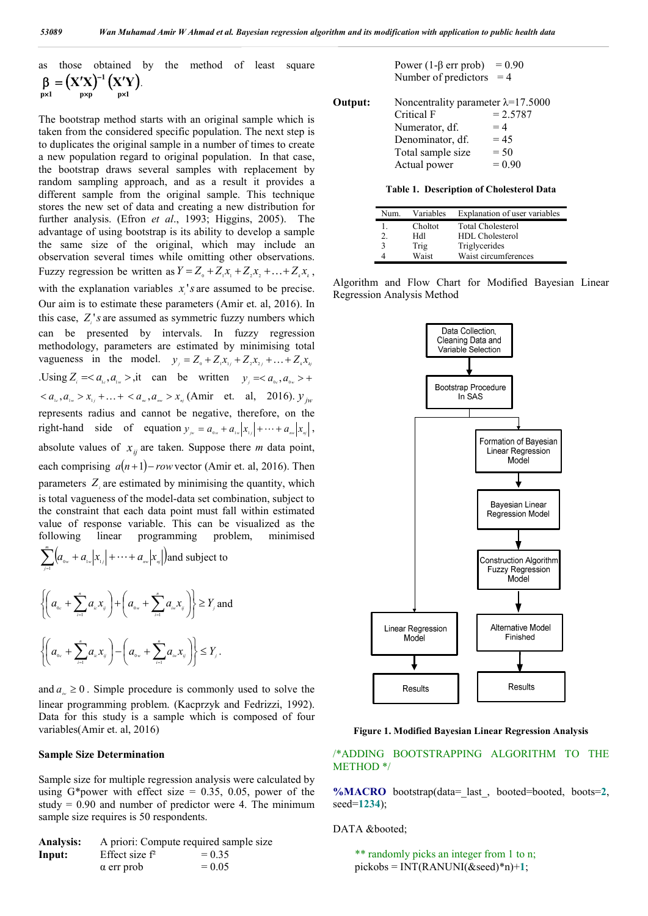as those obtained by the method of least square $\underset{p\times 1}{\beta} = \underset{p\times p}{(X'X)^{-1}}\underset{p\times 1}{(X'Y)}$.

The bootstrap method starts with an original sample which is taken from the considered specific population. The next step is to duplicates the original sample in a number of times to create a new population regard to original population. In that case, the bootstrap draws several samples with replacement by random sampling approach, and as a result it provides a different sample from the original sample. This technique stores the new set of data and creating a new distribution for further analysis. (Efron *et al*., 1993; Higgins, 2005). The advantage of using bootstrap is its ability to develop a sample the same size of the original, which may include an observation several times while omitting other observations. Fuzzy regression be written as $Y = Z_0 + Z_1x_1 + Z_2x_2 + \ldots + Z_kx_k$, with the explanation variables $x_i's$ are assumed to be precise. Our aim is to estimate these parameters (Amir et. al, 2016). In this case, $Z_i's$ are assumed as symmetric fuzzy numbers which can be presented by intervals. In fuzzy regression methodology, parameters are estimated by minimising total vagueness in the model. $y_j = Z_0 + Z_1x_{1j} + Z_2x_{2j} + \ldots + Z_kx_{kj}$ .Using $Z_i = < a_{ic}, a_{iw} >$,it can be written $y_j = < a_{0c}, a_{0w} > + < a_{1c}, a_{1w} > x_{1j} + \ldots + < a_{nc}, a_{nw} > x_{nj}$ (Amir et. al, 2016). $y_{jw}$ represents radius and cannot be negative, therefore, on the right-hand side of equation $y_{jw} = a_{0w} + a_{1w}|x_{1j}| + \cdots + a_{nw}|x_{nj}|$, absolute values of $x_{ij}$ are taken. Suppose there $m$ data point, each comprising $a(n+1) - row$ vector (Amir et. al, 2016). Then parameters $Z_i$ are estimated by minimising the quantity, which is total vagueness of the model-data set combination, subject to the constraint that each data point must fall within estimated value of response variable. This can be visualized as the following linear programming problem, minimised $\sum_{j=1}^{m}\left(a_{0w} + a_{1w}|x_{1j}| + \cdots + a_{nw}|x_{nj}|\right)$and subject to

$$\left\{\left(a_{0c} + \sum_{i=1}^{n} a_{ic}x_{ij}\right) + \left(a_{0w} + \sum_{i=1}^{n} a_{iw}x_{ij}\right)\right\} \geq Y_j \text{ and}$$

$$\left\{\left(a_{0c} + \sum_{i=1}^{n} a_{ic}x_{ij}\right) - \left(a_{0w} + \sum_{i=1}^{n} a_{iw}x_{ij}\right)\right\} \leq Y_j .$$

and $a_{iw} \geq 0$. Simple procedure is commonly used to solve the linear programming problem. (Kacprzyk and Fedrizzi, 1992). Data for this study is a sample which is composed of four variables(Amir et. al, 2016)

**Sample Size Determination**

Sample size for multiple regression analysis were calculated by using G*power with effect size = 0.35, 0.05, power of the study = 0.90 and number of predictor were 4. The minimum sample size requires is 50 respondents.

| | | |
|---|---|---|
| **Analysis:** | A priori: Compute required sample size | |
| **Input:** | Effect size $f^2$ | = 0.35 |
| | α err prob | = 0.05 |
| | Power (1-β err prob) | = 0.90 |
| | Number of predictors | = 4 |
| **Output:** | Noncentrality parameter λ=17.5000 | |
| | Critical F | = 2.5787 |
| | Numerator, df. | = 4 |
| | Denominator, df. | = 45 |
| | Total sample size | = 50 |
| | Actual power | = 0.90 |

**Table 1. Description of Cholesterol Data**

| Num. | Variables | Explanation of user variables |
|---|---|---|
| 1. | Choltot | Total Cholesterol |
| 2. | Hdl | HDL Cholesterol |
| 3 | Trig | Triglycerides |
| 4 | Waist | Waist circumferences |

Algorithm and Flow Chart for Modified Bayesian Linear Regression Analysis Method

Data Collection, Cleaning Data and Variable Selection → Bootstrap Procedure In SAS → Formation of Bayesian Linear Regression Model → Bayesian Linear Regression Model → Construction Algorithm Fuzzy Regression Model → Alternative Model Finished → Results

Bootstrap Procedure In SAS → Linear Regression Model → Results

**Figure 1. Modified Bayesian Linear Regression Analysis**

```
/*ADDING BOOTSTRAPPING ALGORITHM TO THE METHOD */

%MACRO bootstrap(data=_last_, booted=booted, boots=2, seed=1234);

DATA &booted;

    ** randomly picks an integer from 1 to n;
    pickobs = INT(RANUNI(&seed)*n)+1;
```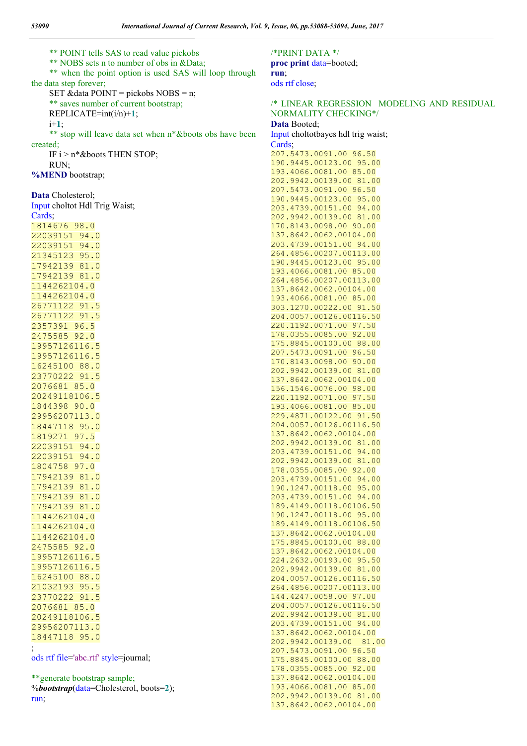```
        ** POINT tells SAS to read value pickobs
        ** NOBS sets n to number of obs in &Data;
        ** when the point option is used SAS will loop through
the data step forever;
        SET &data POINT = pickobs NOBS = n;
        ** saves number of current bootstrap;
        REPLICATE=int(i/n)+1;
        i+1;
        ** stop will leave data set when n*&boots obs have been
created;
        IF i > n*&boots THEN STOP;
        RUN;
%MEND bootstrap;

Data Cholesterol;
Input choltot Hdl Trig Waist;
Cards;
1814676 98.0
22039151 94.0
22039151 94.0
21345123 95.0
17942139 81.0
17942139 81.0
1144262104.0
1144262104.0
26771122 91.5
26771122 91.5
2357391 96.5
2475585 92.0
19957126116.5
19957126116.5
16245100 88.0
23770222 91.5
2076681 85.0
20249118106.5
1844398 90.0
29956207113.0
18447118 95.0
1819271 97.5
22039151 94.0
22039151 94.0
1804758 97.0
17942139 81.0
17942139 81.0
17942139 81.0
17942139 81.0
1144262104.0
1144262104.0
1144262104.0
2475585 92.0
19957126116.5
19957126116.5
16245100 88.0
21032193 95.5
23770222 91.5
2076681 85.0
20249118106.5
29956207113.0
18447118 95.0
;
ods rtf file='abc.rtf' style=journal;

**generate bootstrap sample;
%bootstrap(data=Cholesterol, boots=2);
run;

/*PRINT DATA */
proc print data=booted;
run;
ods rtf close;

/* LINEAR REGRESSION   MODELING AND RESIDUAL
NORMALITY CHECKING*/
Data Booted;
Input choltotbayes hdl trig waist;
Cards;
207.5473.0091.00 96.50
190.9445.00123.00 95.00
193.4066.0081.00 85.00
202.9942.00139.00 81.00
207.5473.0091.00 96.50
190.9445.00123.00 95.00
203.4739.00151.00 94.00
202.9942.00139.00 81.00
170.8143.0098.00 90.00
137.8642.0062.00104.00
203.4739.00151.00 94.00
264.4856.00207.00113.00
190.9445.00123.00 95.00
193.4066.0081.00 85.00
264.4856.00207.00113.00
137.8642.0062.00104.00
193.4066.0081.00 85.00
303.1270.00222.00 91.50
204.0057.00126.00116.50
220.1192.0071.00 97.50
178.0355.0085.00 92.00
175.8845.00100.00 88.00
207.5473.0091.00 96.50
170.8143.0098.00 90.00
202.9942.00139.00 81.00
137.8642.0062.00104.00
156.1546.0076.00 98.00
220.1192.0071.00 97.50
193.4066.0081.00 85.00
229.4871.00122.00 91.50
204.0057.00126.00116.50
137.8642.0062.00104.00
202.9942.00139.00 81.00
203.4739.00151.00 94.00
202.9942.00139.00 81.00
178.0355.0085.00 92.00
203.4739.00151.00 94.00
190.1247.00118.00 95.00
203.4739.00151.00 94.00
189.4149.00118.00106.50
190.1247.00118.00 95.00
189.4149.00118.00106.50
137.8642.0062.00104.00
175.8845.00100.00 88.00
137.8642.0062.00104.00
224.2632.00193.00 95.50
202.9942.00139.00 81.00
204.0057.00126.00116.50
264.4856.00207.00113.00
144.4247.0058.00 97.00
204.0057.00126.00116.50
202.9942.00139.00 81.00
203.4739.00151.00 94.00
137.8642.0062.00104.00
202.9942.00139.00  81.00
207.5473.0091.00 96.50
175.8845.00100.00 88.00
178.0355.0085.00 92.00
137.8642.0062.00104.00
193.4066.0081.00 85.00
202.9942.00139.00 81.00
137.8642.0062.00104.00
```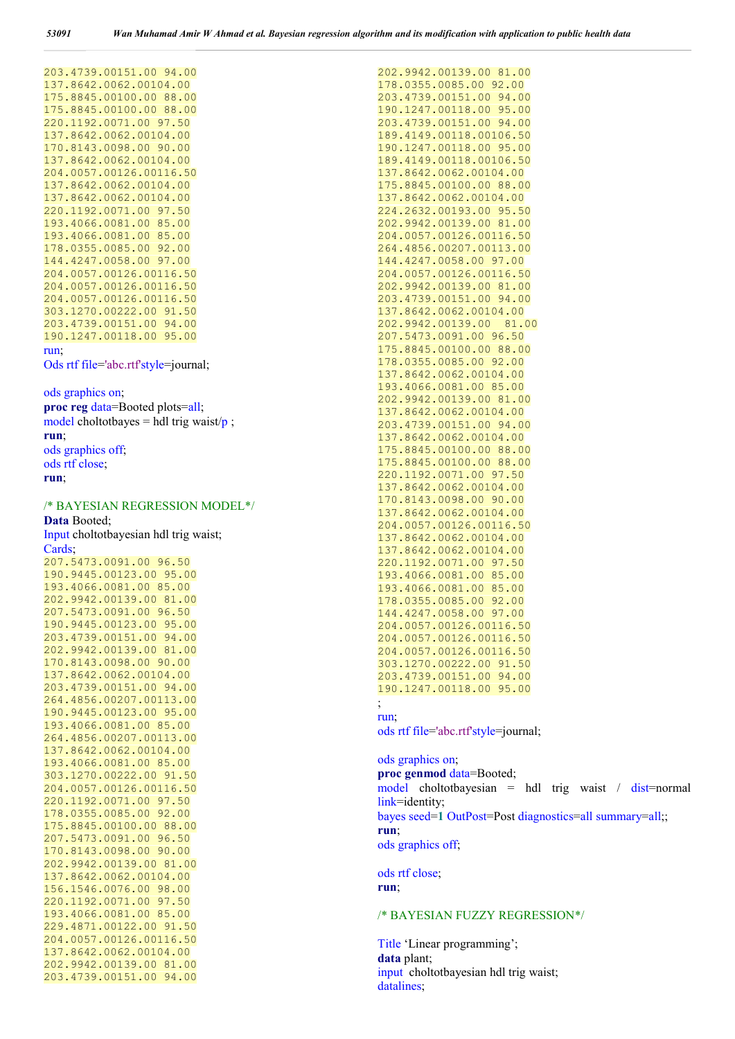```
203.4739.00151.00 94.00
137.8642.0062.00104.00
175.8845.00100.00 88.00
175.8845.00100.00 88.00
220.1192.0071.00 97.50
137.8642.0062.00104.00
170.8143.0098.00 90.00
137.8642.0062.00104.00
204.0057.00126.00116.50
137.8642.0062.00104.00
137.8642.0062.00104.00
220.1192.0071.00 97.50
193.4066.0081.00 85.00
193.4066.0081.00 85.00
178.0355.0085.00 92.00
144.4247.0058.00 97.00
204.0057.00126.00116.50
204.0057.00126.00116.50
204.0057.00126.00116.50
303.1270.00222.00 91.50
203.4739.00151.00 94.00
190.1247.00118.00 95.00
run;
Ods rtf file='abc.rtf'style=journal;

ods graphics on;
proc reg data=Booted plots=all;
model choltotbayes = hdl trig waist/p ;
run;
ods graphics off;
ods rtf close;
run;

/* BAYESIAN REGRESSION MODEL*/
Data Booted;
Input choltotbayesian hdl trig waist;
Cards;
207.5473.0091.00 96.50
190.9445.00123.00 95.00
193.4066.0081.00 85.00
202.9942.00139.00 81.00
207.5473.0091.00 96.50
190.9445.00123.00 95.00
203.4739.00151.00 94.00
202.9942.00139.00 81.00
170.8143.0098.00 90.00
137.8642.0062.00104.00
203.4739.00151.00 94.00
264.4856.00207.00113.00
190.9445.00123.00 95.00
193.4066.0081.00 85.00
264.4856.00207.00113.00
137.8642.0062.00104.00
193.4066.0081.00 85.00
303.1270.00222.00 91.50
204.0057.00126.00116.50
220.1192.0071.00 97.50
178.0355.0085.00 92.00
175.8845.00100.00 88.00
207.5473.0091.00 96.50
170.8143.0098.00 90.00
202.9942.00139.00 81.00
137.8642.0062.00104.00
156.1546.0076.00 98.00
220.1192.0071.00 97.50
193.4066.0081.00 85.00
229.4871.00122.00 91.50
204.0057.00126.00116.50
137.8642.0062.00104.00
202.9942.00139.00 81.00
203.4739.00151.00 94.00
202.9942.00139.00 81.00
178.0355.0085.00 92.00
203.4739.00151.00 94.00
190.1247.00118.00 95.00
203.4739.00151.00 94.00
189.4149.00118.00106.50
190.1247.00118.00 95.00
189.4149.00118.00106.50
137.8642.0062.00104.00
175.8845.00100.00 88.00
137.8642.0062.00104.00
224.2632.00193.00 95.50
202.9942.00139.00 81.00
204.0057.00126.00116.50
264.4856.00207.00113.00
144.4247.0058.00 97.00
204.0057.00126.00116.50
202.9942.00139.00 81.00
203.4739.00151.00 94.00
137.8642.0062.00104.00
202.9942.00139.00  81.00
207.5473.0091.00 96.50
175.8845.00100.00 88.00
178.0355.0085.00 92.00
137.8642.0062.00104.00
193.4066.0081.00 85.00
202.9942.00139.00 81.00
137.8642.0062.00104.00
203.4739.00151.00 94.00
137.8642.0062.00104.00
175.8845.00100.00 88.00
175.8845.00100.00 88.00
220.1192.0071.00 97.50
137.8642.0062.00104.00
170.8143.0098.00 90.00
137.8642.0062.00104.00
204.0057.00126.00116.50
137.8642.0062.00104.00
137.8642.0062.00104.00
220.1192.0071.00 97.50
193.4066.0081.00 85.00
193.4066.0081.00 85.00
178.0355.0085.00 92.00
144.4247.0058.00 97.00
204.0057.00126.00116.50
204.0057.00126.00116.50
204.0057.00126.00116.50
303.1270.00222.00 91.50
203.4739.00151.00 94.00
190.1247.00118.00 95.00
;
run;
ods rtf file='abc.rtf'style=journal;

ods graphics on;
proc genmod data=Booted;
model choltotbayesian = hdl trig waist / dist=normal link=identity;
bayes seed=1 OutPost=Post diagnostics=all summary=all;;
run;
ods graphics off;

ods rtf close;
run;

/* BAYESIAN FUZZY REGRESSION*/

Title 'Linear programming';
data plant;
input choltotbayesian hdl trig waist;
datalines;
```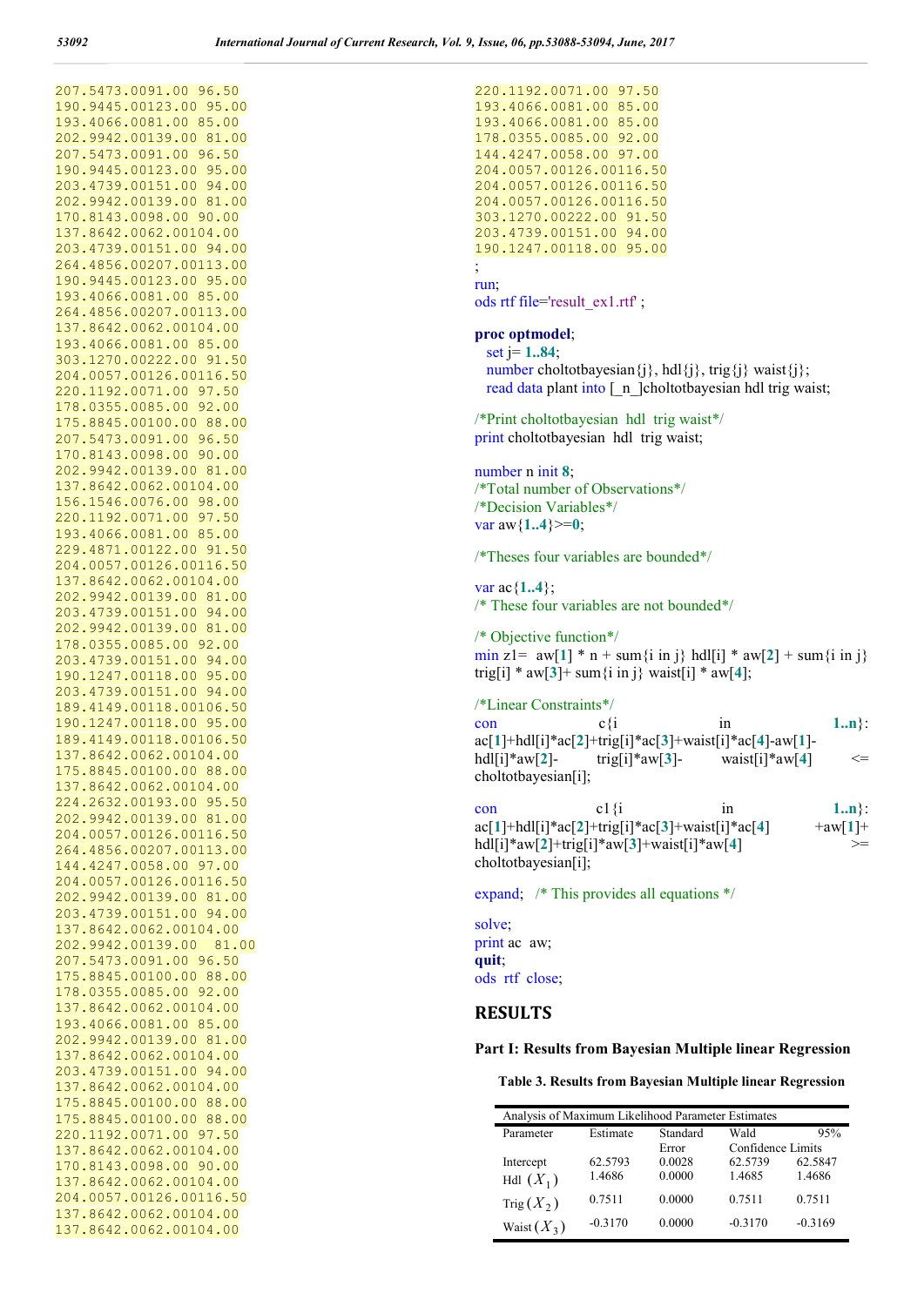```
207.5473.0091.00 96.50
190.9445.00123.00 95.00
193.4066.0081.00 85.00
202.9942.00139.00 81.00
207.5473.0091.00 96.50
190.9445.00123.00 95.00
203.4739.00151.00 94.00
202.9942.00139.00 81.00
170.8143.0098.00 90.00
137.8642.0062.00104.00
203.4739.00151.00 94.00
264.4856.00207.00113.00
190.9445.00123.00 95.00
193.4066.0081.00 85.00
264.4856.00207.00113.00
137.8642.0062.00104.00
193.4066.0081.00 85.00
303.1270.00222.00 91.50
204.0057.00126.00116.50
220.1192.0071.00 97.50
178.0355.0085.00 92.00
175.8845.00100.00 88.00
207.5473.0091.00 96.50
170.8143.0098.00 90.00
202.9942.00139.00 81.00
137.8642.0062.00104.00
156.1546.0076.00 98.00
220.1192.0071.00 97.50
193.4066.0081.00 85.00
229.4871.00122.00 91.50
204.0057.00126.00116.50
137.8642.0062.00104.00
202.9942.00139.00 81.00
203.4739.00151.00 94.00
202.9942.00139.00 81.00
178.0355.0085.00 92.00
203.4739.00151.00 94.00
190.1247.00118.00 95.00
203.4739.00151.00 94.00
189.4149.00118.00106.50
190.1247.00118.00 95.00
189.4149.00118.00106.50
137.8642.0062.00104.00
175.8845.00100.00 88.00
137.8642.0062.00104.00
224.2632.00193.00 95.50
202.9942.00139.00 81.00
204.0057.00126.00116.50
264.4856.00207.00113.00
144.4247.0058.00 97.00
204.0057.00126.00116.50
202.9942.00139.00 81.00
203.4739.00151.00 94.00
137.8642.0062.00104.00
202.9942.00139.00  81.00
207.5473.0091.00 96.50
175.8845.00100.00 88.00
178.0355.0085.00 92.00
137.8642.0062.00104.00
193.4066.0081.00 85.00
202.9942.00139.00 81.00
137.8642.0062.00104.00
203.4739.00151.00 94.00
137.8642.0062.00104.00
175.8845.00100.00 88.00
175.8845.00100.00 88.00
220.1192.0071.00 97.50
137.8642.0062.00104.00
170.8143.0098.00 90.00
137.8642.0062.00104.00
204.0057.00126.00116.50
137.8642.0062.00104.00
137.8642.0062.00104.00
220.1192.0071.00 97.50
193.4066.0081.00 85.00
193.4066.0081.00 85.00
178.0355.0085.00 92.00
144.4247.0058.00 97.00
204.0057.00126.00116.50
204.0057.00126.00116.50
204.0057.00126.00116.50
303.1270.00222.00 91.50
203.4739.00151.00 94.00
190.1247.00118.00 95.00
;
run;
ods rtf file='result_ex1.rtf' ;

proc optmodel;
   set j= 1..84;
   number choltotbayesian{j}, hdl{j}, trig{j} waist{j};
   read data plant into [_n_]choltotbayesian hdl trig waist;

/*Print choltotbayesian  hdl  trig waist*/
print choltotbayesian  hdl  trig waist;

number n init 8;
/*Total number of Observations*/
/*Decision Variables*/
var aw{1..4}>=0;

/*Theses four variables are bounded*/

var ac{1..4};
/* These four variables are not bounded*/

/* Objective function*/
min z1=  aw[1] * n + sum{i in j} hdl[i] * aw[2] + sum{i in j} trig[i] * aw[3]+ sum{i in j} waist[i] * aw[4];

/*Linear Constraints*/
con c{i in 1..n}: ac[1]+hdl[i]*ac[2]+trig[i]*ac[3]+waist[i]*ac[4]-aw[1]-hdl[i]*aw[2]- trig[i]*aw[3]- waist[i]*aw[4] <= choltotbayesian[i];

con c1{i in 1..n}: ac[1]+hdl[i]*ac[2]+trig[i]*ac[3]+waist[i]*ac[4] +aw[1]+ hdl[i]*aw[2]+trig[i]*aw[3]+waist[i]*aw[4] >= choltotbayesian[i];

expand;   /* This provides all equations */

solve;
print ac  aw;
quit;
ods  rtf  close;
```

# RESULTS

## Part I: Results from Bayesian Multiple linear Regression

**Table 3. Results from Bayesian Multiple linear Regression**

| Analysis of Maximum Likelihood Parameter Estimates | | | | |
|---|---|---|---|---|
| Parameter | Estimate | Standard Error | Wald 95% Confidence Limits | |
| Intercept | 62.5793 | 0.0028 | 62.5739 | 62.5847 |
| Hdl $(X_1)$ | 1.4686 | 0.0000 | 1.4685 | 1.4686 |
| Trig $(X_2)$ | 0.7511 | 0.0000 | 0.7511 | 0.7511 |
| Waist $(X_3)$ | -0.3170 | 0.0000 | -0.3170 | -0.3169 |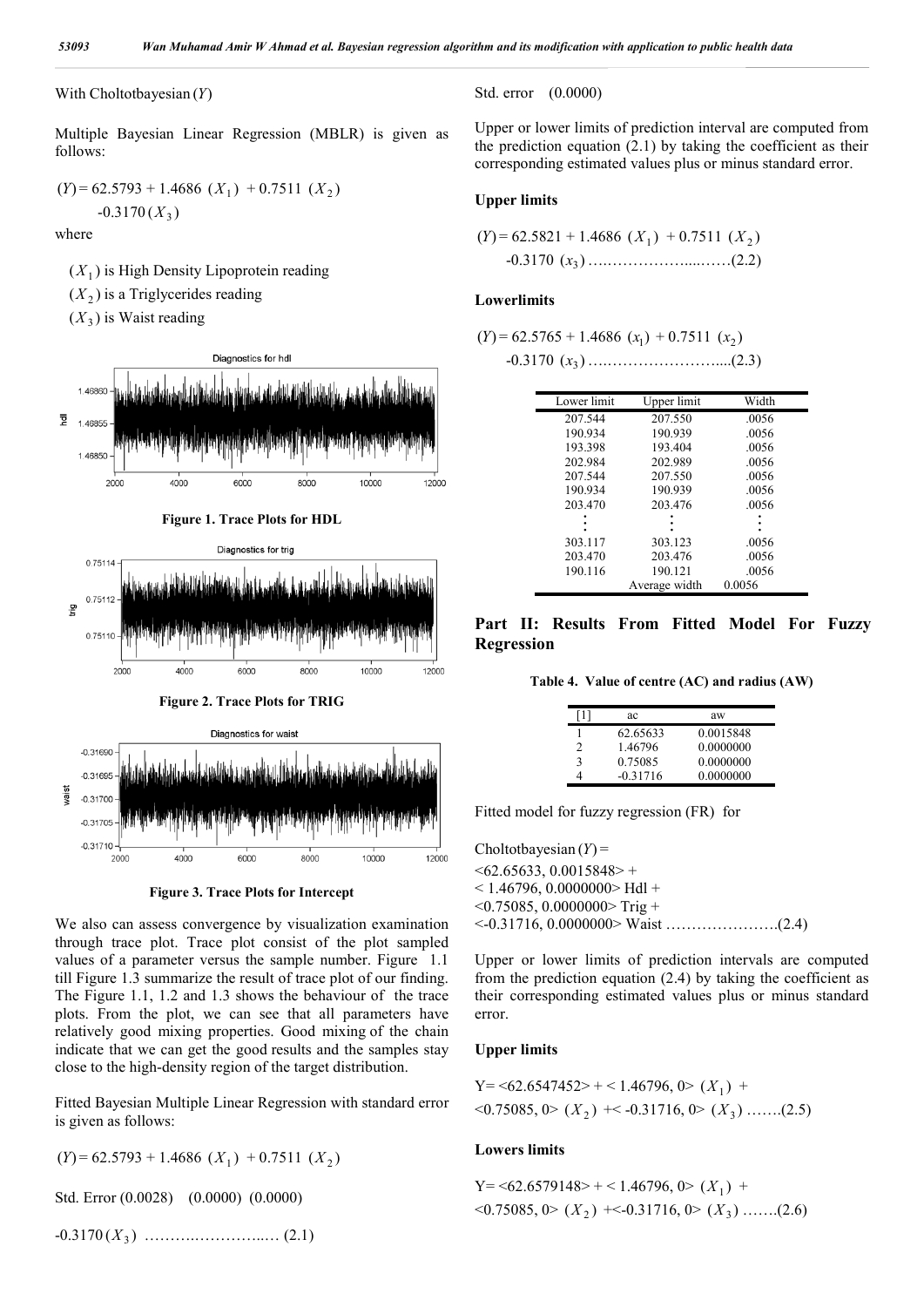With Choltotbayesian $(Y)$

Multiple Bayesian Linear Regression (MBLR) is given as follows:

$$(Y) = 62.5793 + 1.4686\ (X_1)\ + 0.7511\ (X_2)\ -0.3170\ (X_3)$$

where

- $(X_1)$ is High Density Lipoprotein reading
- $(X_2)$ is a Triglycerides reading
- $(X_3)$ is Waist reading

Figure 1. Trace Plots for HDL

Figure 2. Trace Plots for TRIG

Figure 3. Trace Plots for Intercept

We also can assess convergence by visualization examination through trace plot. Trace plot consist of the plot sampled values of a parameter versus the sample number. Figure 1.1 till Figure 1.3 summarize the result of trace plot of our finding. The Figure 1.1, 1.2 and 1.3 shows the behaviour of the trace plots. From the plot, we can see that all parameters have relatively good mixing properties. Good mixing of the chain indicate that we can get the good results and the samples stay close to the high-density region of the target distribution.

Fitted Bayesian Multiple Linear Regression with standard error is given as follows:

$(Y) = 62.5793 + 1.4686\ (X_1)\ + 0.7511\ (X_2)$

Std. Error (0.0028) (0.0000) (0.0000)

$-0.3170\ (X_3)$ ………..…………..… (2.1)

Std. error (0.0000)

Upper or lower limits of prediction interval are computed from the prediction equation (2.1) by taking the coefficient as their corresponding estimated values plus or minus standard error.

**Upper limits**

$(Y) = 62.5821 + 1.4686\ (X_1)\ + 0.7511\ (X_2)\ -0.3170\ (x_3)$ ….……………....……(2.2)

**Lowerlimits**

$(Y) = 62.5765 + 1.4686\ (x_1)\ + 0.7511\ (x_2)\ -0.3170\ (x_3)$ ….…………………....(2.3)

| Lower limit | Upper limit | Width |
|---|---|---|
| 207.544 | 207.550 | .0056 |
| 190.934 | 190.939 | .0056 |
| 193.398 | 193.404 | .0056 |
| 202.984 | 202.989 | .0056 |
| 207.544 | 207.550 | .0056 |
| 190.934 | 190.939 | .0056 |
| 203.470 | 203.476 | .0056 |
| ⋮ | ⋮ | ⋮ |
| 303.117 | 303.123 | .0056 |
| 203.470 | 203.476 | .0056 |
| 190.116 | 190.121 | .0056 |
| | Average width | 0.0056 |

## Part II: Results From Fitted Model For Fuzzy Regression

**Table 4. Value of centre (AC) and radius (AW)**

| [1] | ac | aw |
|---|---|---|
| 1 | 62.65633 | 0.0015848 |
| 2 | 1.46796 | 0.0000000 |
| 3 | 0.75085 | 0.0000000 |
| 4 | -0.31716 | 0.0000000 |

Fitted model for fuzzy regression (FR) for

Choltotbayesian $(Y)$ =
<62.65633, 0.0015848> +
< 1.46796, 0.0000000> Hdl +
<0.75085, 0.0000000> Trig +
<-0.31716, 0.0000000> Waist ………………….(2.4)

Upper or lower limits of prediction intervals are computed from the prediction equation (2.4) by taking the coefficient as their corresponding estimated values plus or minus standard error.

**Upper limits**

Y= <62.6547452> + < 1.46796, 0> $(X_1)$ + <0.75085, 0> $(X_2)$ +< -0.31716, 0> $(X_3)$ …….(2.5)

**Lowers limits**

Y= <62.6579148> + < 1.46796, 0> $(X_1)$ + <0.75085, 0> $(X_2)$ +<-0.31716, 0> $(X_3)$ …….(2.6)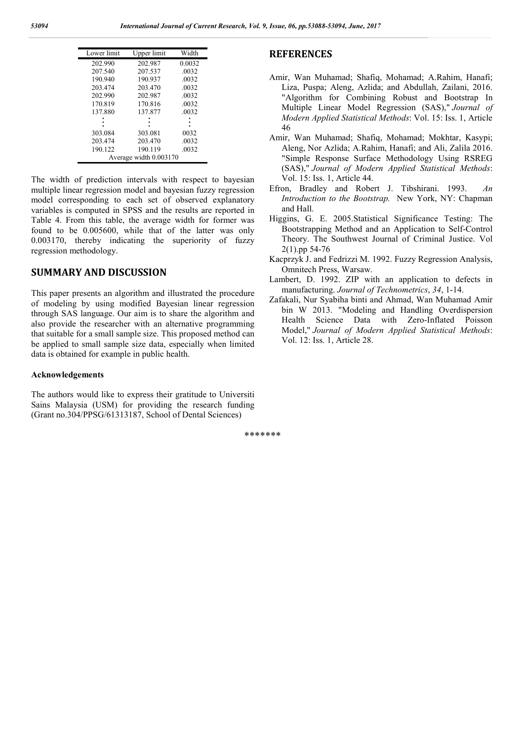| Lower limit | Upper limit | Width |
|---|---|---|
| 202.990 | 202.987 | 0.0032 |
| 207.540 | 207.537 | .0032 |
| 190.940 | 190.937 | .0032 |
| 203.474 | 203.470 | .0032 |
| 202.990 | 202.987 | .0032 |
| 170.819 | 170.816 | .0032 |
| 137.880 | 137.877 | .0032 |
| ⋮ | ⋮ | ⋮ |
| 303.084 | 303.081 | 0032 |
| 203.474 | 203.470 | .0032 |
| 190.122 | 190.119 | .0032 |
| Average width 0.003170 | | |

The width of prediction intervals with respect to bayesian multiple linear regression model and bayesian fuzzy regression model corresponding to each set of observed explanatory variables is computed in SPSS and the results are reported in Table 4. From this table, the average width for former was found to be 0.005600, while that of the latter was only 0.003170, thereby indicating the superiority of fuzzy regression methodology.

## SUMMARY AND DISCUSSION

This paper presents an algorithm and illustrated the procedure of modeling by using modified Bayesian linear regression through SAS language. Our aim is to share the algorithm and also provide the researcher with an alternative programming that suitable for a small sample size. This proposed method can be applied to small sample size data, especially when limited data is obtained for example in public health.

### Acknowledgements

The authors would like to express their gratitude to Universiti Sains Malaysia (USM) for providing the research funding (Grant no.304/PPSG/61313187, School of Dental Sciences)

## REFERENCES

Amir, Wan Muhamad; Shafiq, Mohamad; A.Rahim, Hanafi; Liza, Puspa; Aleng, Azlida; and Abdullah, Zailani, 2016. "Algorithm for Combining Robust and Bootstrap In Multiple Linear Model Regression (SAS)," *Journal of Modern Applied Statistical Methods*: Vol. 15: Iss. 1, Article 46

Amir, Wan Muhamad; Shafiq, Mohamad; Mokhtar, Kasypi; Aleng, Nor Azlida; A.Rahim, Hanafi; and Ali, Zalila 2016. "Simple Response Surface Methodology Using RSREG (SAS)," *Journal of Modern Applied Statistical Methods*: Vol. 15: Iss. 1, Article 44.

Efron, Bradley and Robert J. Tibshirani. 1993. *An Introduction to the Bootstrap.* New York, NY: Chapman and Hall.

Higgins, G. E. 2005.Statistical Significance Testing: The Bootstrapping Method and an Application to Self-Control Theory. The Southwest Journal of Criminal Justice. Vol 2(1).pp 54-76

Kacprzyk J. and Fedrizzi M. 1992. Fuzzy Regression Analysis, Omnitech Press, Warsaw.

Lambert, D. 1992. ZIP with an application to defects in manufacturing. *Journal of Technometrics*, *34*, 1-14.

Zafakali, Nur Syabiha binti and Ahmad, Wan Muhamad Amir bin W 2013. "Modeling and Handling Overdispersion Health Science Data with Zero-Inflated Poisson Model," *Journal of Modern Applied Statistical Methods*: Vol. 12: Iss. 1, Article 28.

*******